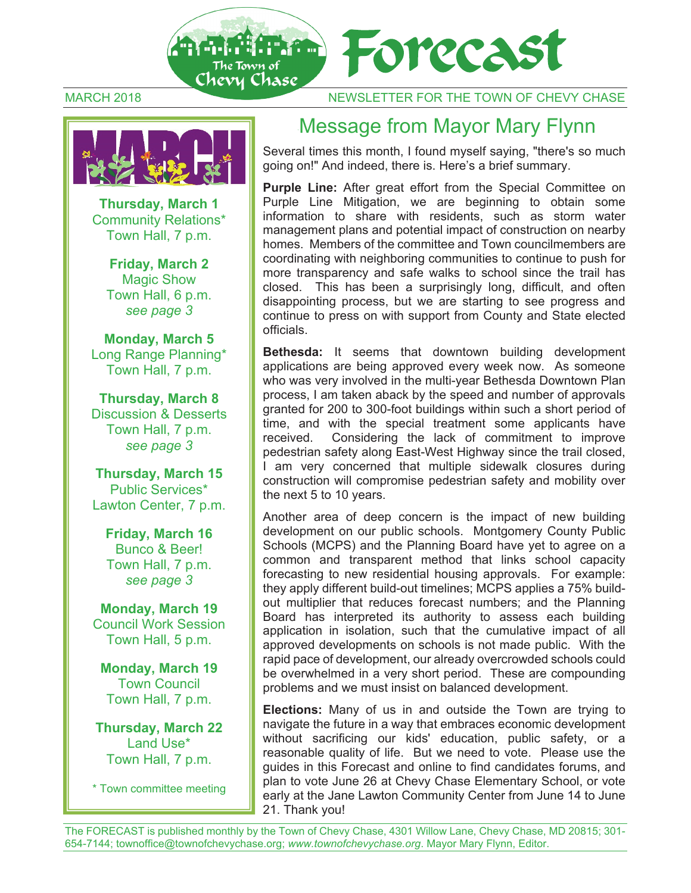# Forecast

The Town of Chevy Chase

MARCH 2018 — NEWSLETTER FOR THE TOWN OF CHEVY CHASE

## MARCH

**Thursday, March 1**
Community Relations*
Town Hall, 7 p.m.

**Friday, March 2**
Magic Show
Town Hall, 6 p.m.
*see page 3*

**Monday, March 5**
Long Range Planning*
Town Hall, 7 p.m.

**Thursday, March 8**
Discussion & Desserts
Town Hall, 7 p.m.
*see page 3*

**Thursday, March 15**
Public Services*
Lawton Center, 7 p.m.

**Friday, March 16**
Bunco & Beer!
Town Hall, 7 p.m.
*see page 3*

**Monday, March 19**
Council Work Session
Town Hall, 5 p.m.

**Monday, March 19**
Town Council
Town Hall, 7 p.m.

**Thursday, March 22**
Land Use*
Town Hall, 7 p.m.

* Town committee meeting

## Message from Mayor Mary Flynn

Several times this month, I found myself saying, "there's so much going on!" And indeed, there is. Here's a brief summary.

**Purple Line:** After great effort from the Special Committee on Purple Line Mitigation, we are beginning to obtain some information to share with residents, such as storm water management plans and potential impact of construction on nearby homes. Members of the committee and Town councilmembers are coordinating with neighboring communities to continue to push for more transparency and safe walks to school since the trail has closed. This has been a surprisingly long, difficult, and often disappointing process, but we are starting to see progress and continue to press on with support from County and State elected officials.

**Bethesda:** It seems that downtown building development applications are being approved every week now. As someone who was very involved in the multi-year Bethesda Downtown Plan process, I am taken aback by the speed and number of approvals granted for 200 to 300-foot buildings within such a short period of time, and with the special treatment some applicants have received. Considering the lack of commitment to improve pedestrian safety along East-West Highway since the trail closed, I am very concerned that multiple sidewalk closures during construction will compromise pedestrian safety and mobility over the next 5 to 10 years.

Another area of deep concern is the impact of new building development on our public schools. Montgomery County Public Schools (MCPS) and the Planning Board have yet to agree on a common and transparent method that links school capacity forecasting to new residential housing approvals. For example: they apply different build-out timelines; MCPS applies a 75% build-out multiplier that reduces forecast numbers; and the Planning Board has interpreted its authority to assess each building application in isolation, such that the cumulative impact of all approved developments on schools is not made public. With the rapid pace of development, our already overcrowded schools could be overwhelmed in a very short period. These are compounding problems and we must insist on balanced development.

**Elections:** Many of us in and outside the Town are trying to navigate the future in a way that embraces economic development without sacrificing our kids' education, public safety, or a reasonable quality of life. But we need to vote. Please use the guides in this Forecast and online to find candidates forums, and plan to vote June 26 at Chevy Chase Elementary School, or vote early at the Jane Lawton Community Center from June 14 to June 21. Thank you!

The FORECAST is published monthly by the Town of Chevy Chase, 4301 Willow Lane, Chevy Chase, MD 20815; 301-654-7144; townoffice@townofchevychase.org; *www.townofchevychase.org*. Mayor Mary Flynn, Editor.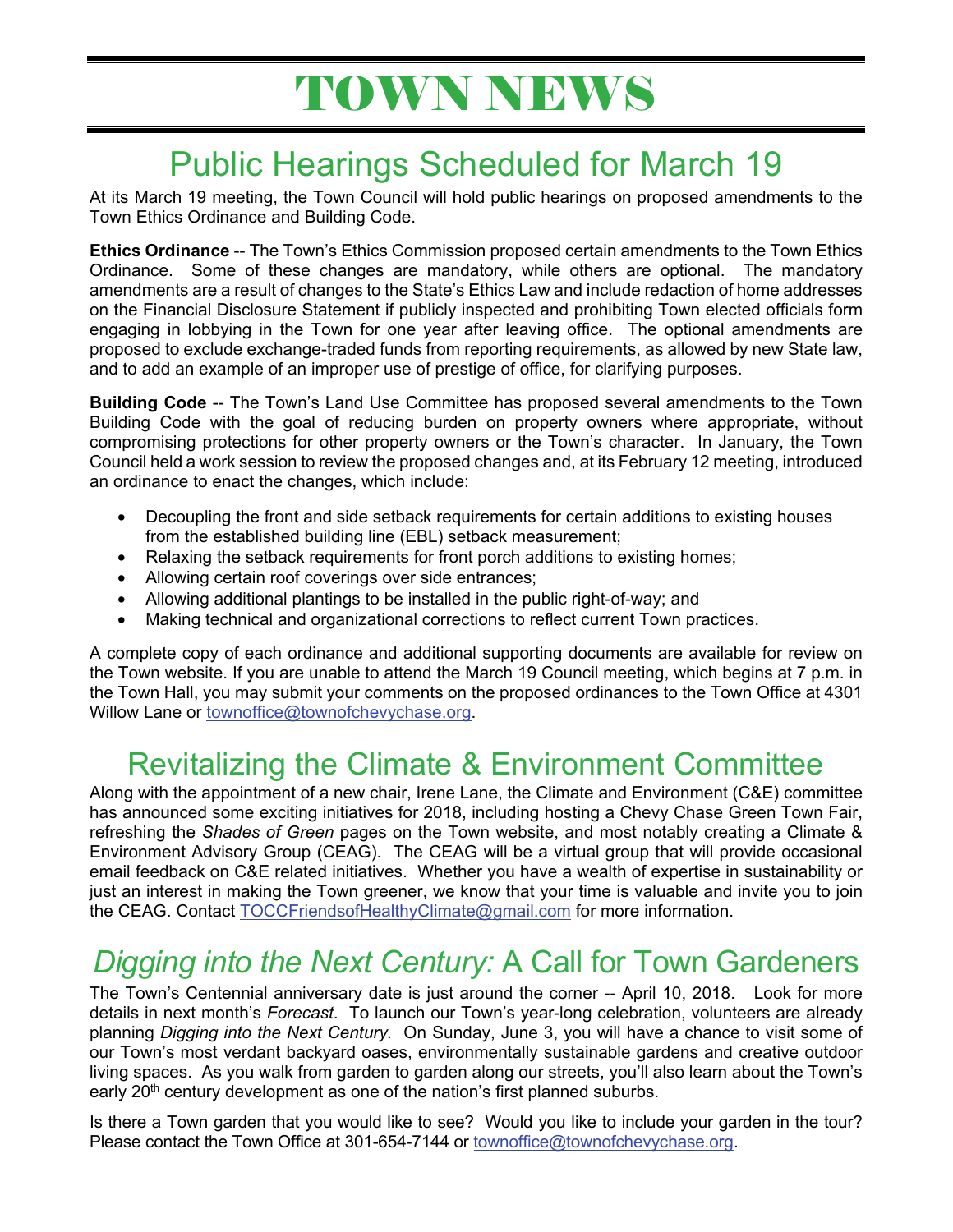# TOWN NEWS

## Public Hearings Scheduled for March 19

At its March 19 meeting, the Town Council will hold public hearings on proposed amendments to the Town Ethics Ordinance and Building Code.

**Ethics Ordinance** -- The Town's Ethics Commission proposed certain amendments to the Town Ethics Ordinance. Some of these changes are mandatory, while others are optional. The mandatory amendments are a result of changes to the State's Ethics Law and include redaction of home addresses on the Financial Disclosure Statement if publicly inspected and prohibiting Town elected officials form engaging in lobbying in the Town for one year after leaving office. The optional amendments are proposed to exclude exchange-traded funds from reporting requirements, as allowed by new State law, and to add an example of an improper use of prestige of office, for clarifying purposes.

**Building Code** -- The Town's Land Use Committee has proposed several amendments to the Town Building Code with the goal of reducing burden on property owners where appropriate, without compromising protections for other property owners or the Town's character. In January, the Town Council held a work session to review the proposed changes and, at its February 12 meeting, introduced an ordinance to enact the changes, which include:

- Decoupling the front and side setback requirements for certain additions to existing houses from the established building line (EBL) setback measurement;
- Relaxing the setback requirements for front porch additions to existing homes;
- Allowing certain roof coverings over side entrances;
- Allowing additional plantings to be installed in the public right-of-way; and
- Making technical and organizational corrections to reflect current Town practices.

A complete copy of each ordinance and additional supporting documents are available for review on the Town website. If you are unable to attend the March 19 Council meeting, which begins at 7 p.m. in the Town Hall, you may submit your comments on the proposed ordinances to the Town Office at 4301 Willow Lane or townoffice@townofchevychase.org.

## Revitalizing the Climate & Environment Committee

Along with the appointment of a new chair, Irene Lane, the Climate and Environment (C&E) committee has announced some exciting initiatives for 2018, including hosting a Chevy Chase Green Town Fair, refreshing the *Shades of Green* pages on the Town website, and most notably creating a Climate & Environment Advisory Group (CEAG). The CEAG will be a virtual group that will provide occasional email feedback on C&E related initiatives. Whether you have a wealth of expertise in sustainability or just an interest in making the Town greener, we know that your time is valuable and invite you to join the CEAG. Contact TOCCFriendsofHealthyClimate@gmail.com for more information.

## *Digging into the Next Century:* A Call for Town Gardeners

The Town's Centennial anniversary date is just around the corner -- April 10, 2018. Look for more details in next month's *Forecast*. To launch our Town's year-long celebration, volunteers are already planning *Digging into the Next Century.* On Sunday, June 3, you will have a chance to visit some of our Town's most verdant backyard oases, environmentally sustainable gardens and creative outdoor living spaces. As you walk from garden to garden along our streets, you'll also learn about the Town's early 20th century development as one of the nation's first planned suburbs.

Is there a Town garden that you would like to see? Would you like to include your garden in the tour? Please contact the Town Office at 301-654-7144 or townoffice@townofchevychase.org.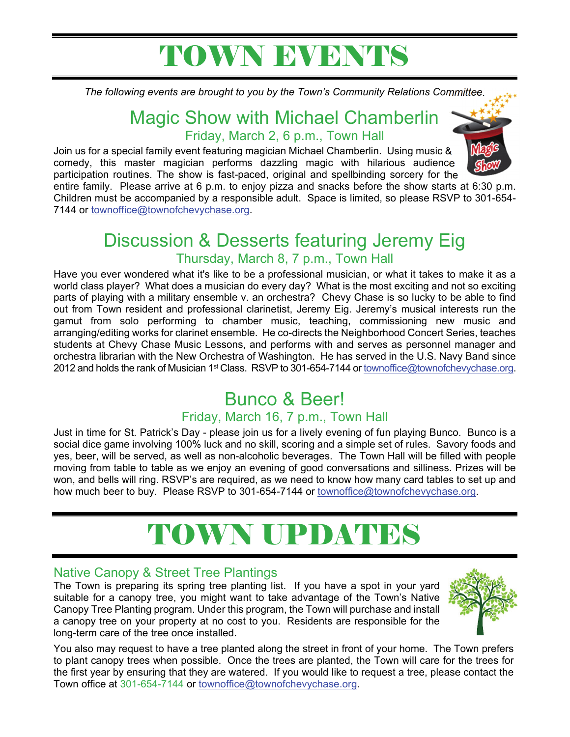# TOWN EVENTS

*The following events are brought to you by the Town's Community Relations Committee.*

## Magic Show with Michael Chamberlin

### Friday, March 2, 6 p.m., Town Hall

Join us for a special family event featuring magician Michael Chamberlin. Using music & comedy, this master magician performs dazzling magic with hilarious audience participation routines. The show is fast-paced, original and spellbinding sorcery for the entire family. Please arrive at 6 p.m. to enjoy pizza and snacks before the show starts at 6:30 p.m. Children must be accompanied by a responsible adult. Space is limited, so please RSVP to 301-654-7144 or townoffice@townofchevychase.org.

## Discussion & Desserts featuring Jeremy Eig

### Thursday, March 8, 7 p.m., Town Hall

Have you ever wondered what it's like to be a professional musician, or what it takes to make it as a world class player? What does a musician do every day? What is the most exciting and not so exciting parts of playing with a military ensemble v. an orchestra? Chevy Chase is so lucky to be able to find out from Town resident and professional clarinetist, Jeremy Eig. Jeremy's musical interests run the gamut from solo performing to chamber music, teaching, commissioning new music and arranging/editing works for clarinet ensemble. He co-directs the Neighborhood Concert Series, teaches students at Chevy Chase Music Lessons, and performs with and serves as personnel manager and orchestra librarian with the New Orchestra of Washington. He has served in the U.S. Navy Band since 2012 and holds the rank of Musician 1st Class. RSVP to 301-654-7144 or townoffice@townofchevychase.org.

## Bunco & Beer!

### Friday, March 16, 7 p.m., Town Hall

Just in time for St. Patrick's Day - please join us for a lively evening of fun playing Bunco. Bunco is a social dice game involving 100% luck and no skill, scoring and a simple set of rules. Savory foods and yes, beer, will be served, as well as non-alcoholic beverages. The Town Hall will be filled with people moving from table to table as we enjoy an evening of good conversations and silliness. Prizes will be won, and bells will ring. RSVP's are required, as we need to know how many card tables to set up and how much beer to buy. Please RSVP to 301-654-7144 or townoffice@townofchevychase.org.

# TOWN UPDATES

### Native Canopy & Street Tree Plantings

The Town is preparing its spring tree planting list. If you have a spot in your yard suitable for a canopy tree, you might want to take advantage of the Town's Native Canopy Tree Planting program. Under this program, the Town will purchase and install a canopy tree on your property at no cost to you. Residents are responsible for the long-term care of the tree once installed.

You also may request to have a tree planted along the street in front of your home. The Town prefers to plant canopy trees when possible. Once the trees are planted, the Town will care for the trees for the first year by ensuring that they are watered. If you would like to request a tree, please contact the Town office at 301-654-7144 or townoffice@townofchevychase.org.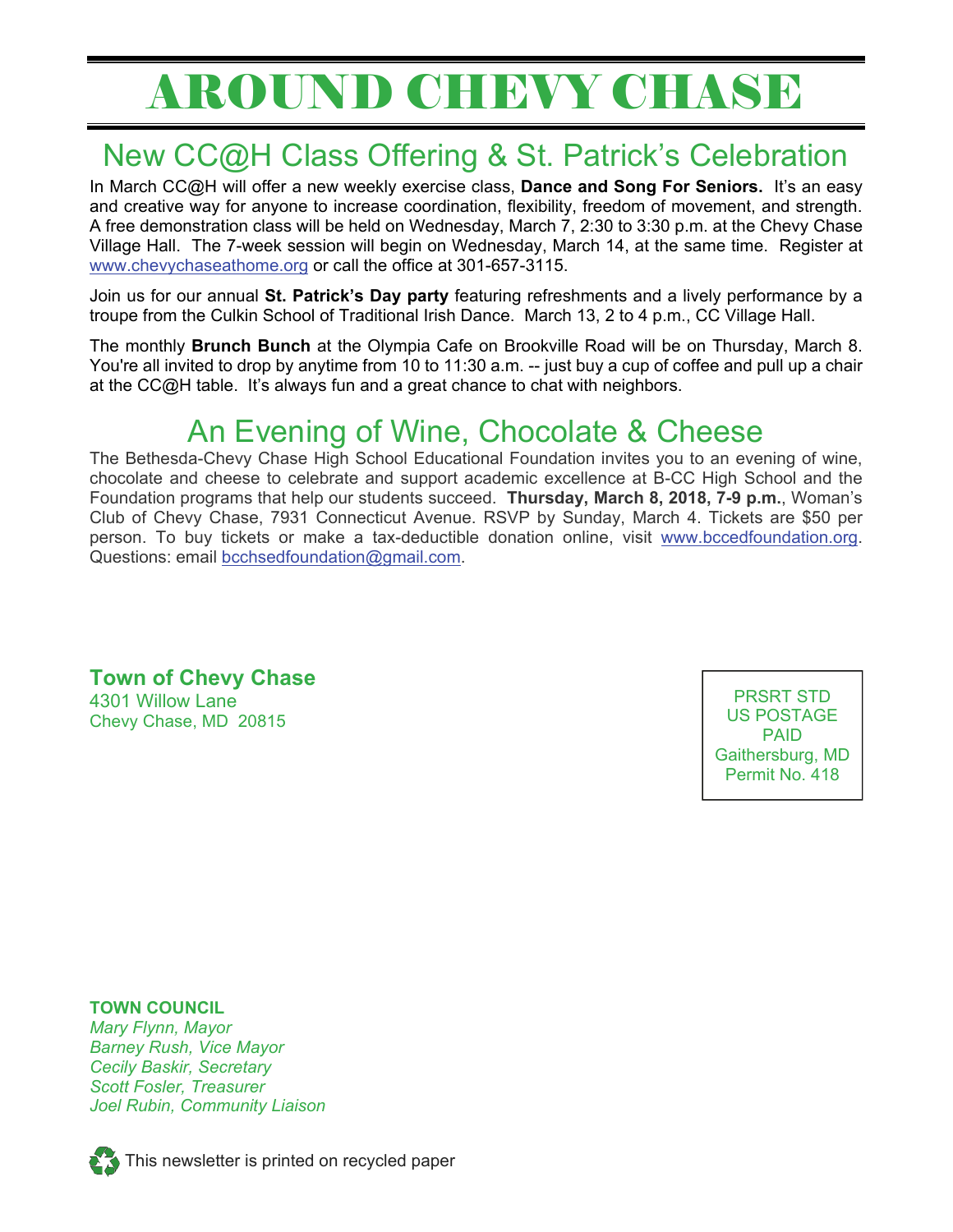# AROUND CHEVY CHASE

## New CC@H Class Offering & St. Patrick's Celebration

In March CC@H will offer a new weekly exercise class, **Dance and Song For Seniors.** It's an easy and creative way for anyone to increase coordination, flexibility, freedom of movement, and strength. A free demonstration class will be held on Wednesday, March 7, 2:30 to 3:30 p.m. at the Chevy Chase Village Hall. The 7-week session will begin on Wednesday, March 14, at the same time. Register at www.chevychaseathome.org or call the office at 301-657-3115.

Join us for our annual **St. Patrick's Day party** featuring refreshments and a lively performance by a troupe from the Culkin School of Traditional Irish Dance. March 13, 2 to 4 p.m., CC Village Hall.

The monthly **Brunch Bunch** at the Olympia Cafe on Brookville Road will be on Thursday, March 8. You're all invited to drop by anytime from 10 to 11:30 a.m. -- just buy a cup of coffee and pull up a chair at the CC@H table. It's always fun and a great chance to chat with neighbors.

## An Evening of Wine, Chocolate & Cheese

The Bethesda-Chevy Chase High School Educational Foundation invites you to an evening of wine, chocolate and cheese to celebrate and support academic excellence at B-CC High School and the Foundation programs that help our students succeed. **Thursday, March 8, 2018, 7-9 p.m.**, Woman's Club of Chevy Chase, 7931 Connecticut Avenue. RSVP by Sunday, March 4. Tickets are $50 per person. To buy tickets or make a tax-deductible donation online, visit www.bccedfoundation.org. Questions: email bcchsedfoundation@gmail.com.

**Town of Chevy Chase**
4301 Willow Lane
Chevy Chase, MD 20815

PRSRT STD
US POSTAGE
PAID
Gaithersburg, MD
Permit No. 418

**TOWN COUNCIL**
*Mary Flynn, Mayor*
*Barney Rush, Vice Mayor*
*Cecily Baskir, Secretary*
*Scott Fosler, Treasurer*
*Joel Rubin, Community Liaison*

This newsletter is printed on recycled paper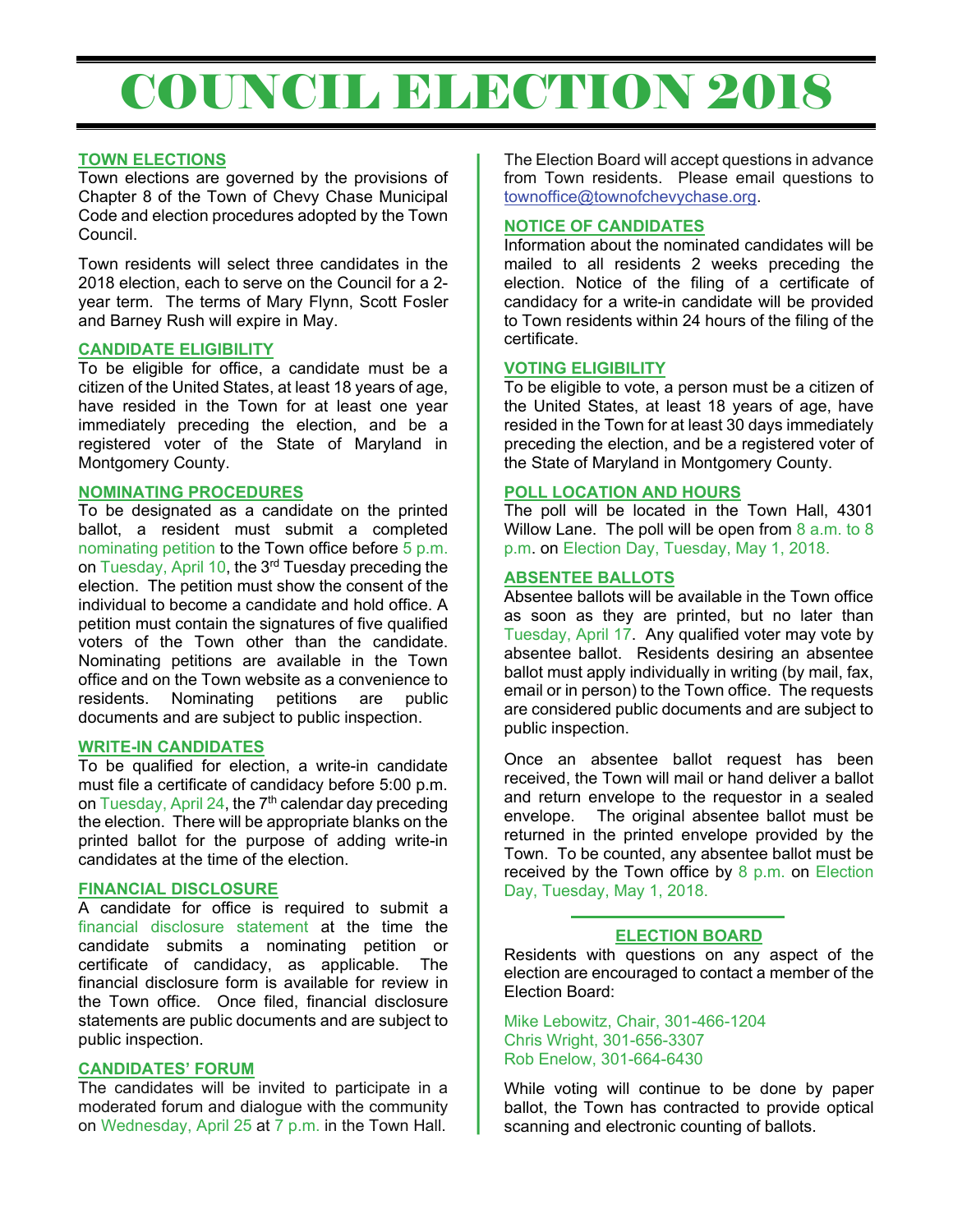# COUNCIL ELECTION 2018

## TOWN ELECTIONS

Town elections are governed by the provisions of Chapter 8 of the Town of Chevy Chase Municipal Code and election procedures adopted by the Town Council.

Town residents will select three candidates in the 2018 election, each to serve on the Council for a 2-year term. The terms of Mary Flynn, Scott Fosler and Barney Rush will expire in May.

## CANDIDATE ELIGIBILITY

To be eligible for office, a candidate must be a citizen of the United States, at least 18 years of age, have resided in the Town for at least one year immediately preceding the election, and be a registered voter of the State of Maryland in Montgomery County.

## NOMINATING PROCEDURES

To be designated as a candidate on the printed ballot, a resident must submit a completed nominating petition to the Town office before 5 p.m. on Tuesday, April 10, the 3rd Tuesday preceding the election. The petition must show the consent of the individual to become a candidate and hold office. A petition must contain the signatures of five qualified voters of the Town other than the candidate. Nominating petitions are available in the Town office and on the Town website as a convenience to residents. Nominating petitions are public documents and are subject to public inspection.

## WRITE-IN CANDIDATES

To be qualified for election, a write-in candidate must file a certificate of candidacy before 5:00 p.m. on Tuesday, April 24, the 7th calendar day preceding the election. There will be appropriate blanks on the printed ballot for the purpose of adding write-in candidates at the time of the election.

## FINANCIAL DISCLOSURE

A candidate for office is required to submit a financial disclosure statement at the time the candidate submits a nominating petition or certificate of candidacy, as applicable. The financial disclosure form is available for review in the Town office. Once filed, financial disclosure statements are public documents and are subject to public inspection.

## CANDIDATES' FORUM

The candidates will be invited to participate in a moderated forum and dialogue with the community on Wednesday, April 25 at 7 p.m. in the Town Hall.

The Election Board will accept questions in advance from Town residents. Please email questions to townoffice@townofchevychase.org.

## NOTICE OF CANDIDATES

Information about the nominated candidates will be mailed to all residents 2 weeks preceding the election. Notice of the filing of a certificate of candidacy for a write-in candidate will be provided to Town residents within 24 hours of the filing of the certificate.

## VOTING ELIGIBILITY

To be eligible to vote, a person must be a citizen of the United States, at least 18 years of age, have resided in the Town for at least 30 days immediately preceding the election, and be a registered voter of the State of Maryland in Montgomery County.

## POLL LOCATION AND HOURS

The poll will be located in the Town Hall, 4301 Willow Lane. The poll will be open from 8 a.m. to 8 p.m. on Election Day, Tuesday, May 1, 2018.

## ABSENTEE BALLOTS

Absentee ballots will be available in the Town office as soon as they are printed, but no later than Tuesday, April 17. Any qualified voter may vote by absentee ballot. Residents desiring an absentee ballot must apply individually in writing (by mail, fax, email or in person) to the Town office. The requests are considered public documents and are subject to public inspection.

Once an absentee ballot request has been received, the Town will mail or hand deliver a ballot and return envelope to the requestor in a sealed envelope. The original absentee ballot must be returned in the printed envelope provided by the Town. To be counted, any absentee ballot must be received by the Town office by 8 p.m. on Election Day, Tuesday, May 1, 2018.

## ELECTION BOARD

Residents with questions on any aspect of the election are encouraged to contact a member of the Election Board:

Mike Lebowitz, Chair, 301-466-1204
Chris Wright, 301-656-3307
Rob Enelow, 301-664-6430

While voting will continue to be done by paper ballot, the Town has contracted to provide optical scanning and electronic counting of ballots.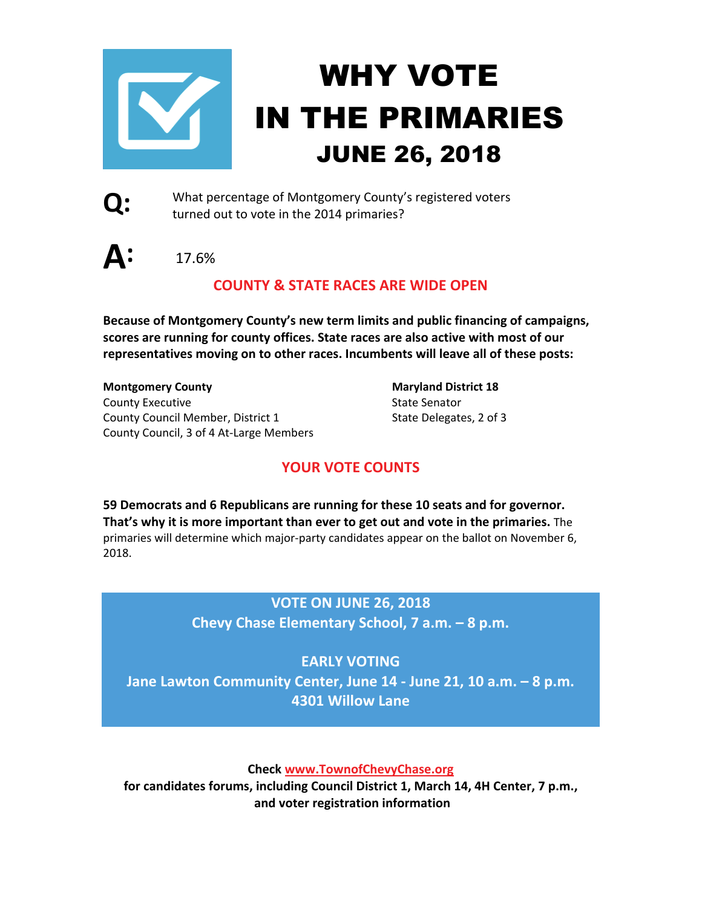# WHY VOTE IN THE PRIMARIES
## JUNE 26, 2018

**Q:** What percentage of Montgomery County's registered voters turned out to vote in the 2014 primaries?

**A:** 17.6%

## COUNTY & STATE RACES ARE WIDE OPEN

**Because of Montgomery County's new term limits and public financing of campaigns, scores are running for county offices. State races are also active with most of our representatives moving on to other races. Incumbents will leave all of these posts:**

**Montgomery County**
County Executive
County Council Member, District 1
County Council, 3 of 4 At-Large Members

**Maryland District 18**
State Senator
State Delegates, 2 of 3

## YOUR VOTE COUNTS

**59 Democrats and 6 Republicans are running for these 10 seats and for governor. That's why it is more important than ever to get out and vote in the primaries.** The primaries will determine which major-party candidates appear on the ballot on November 6, 2018.

**VOTE ON JUNE 26, 2018**
**Chevy Chase Elementary School, 7 a.m. – 8 p.m.**

**EARLY VOTING**
**Jane Lawton Community Center, June 14 - June 21, 10 a.m. – 8 p.m.**
**4301 Willow Lane**

**Check www.TownofChevyChase.org**
**for candidates forums, including Council District 1, March 14, 4H Center, 7 p.m., and voter registration information**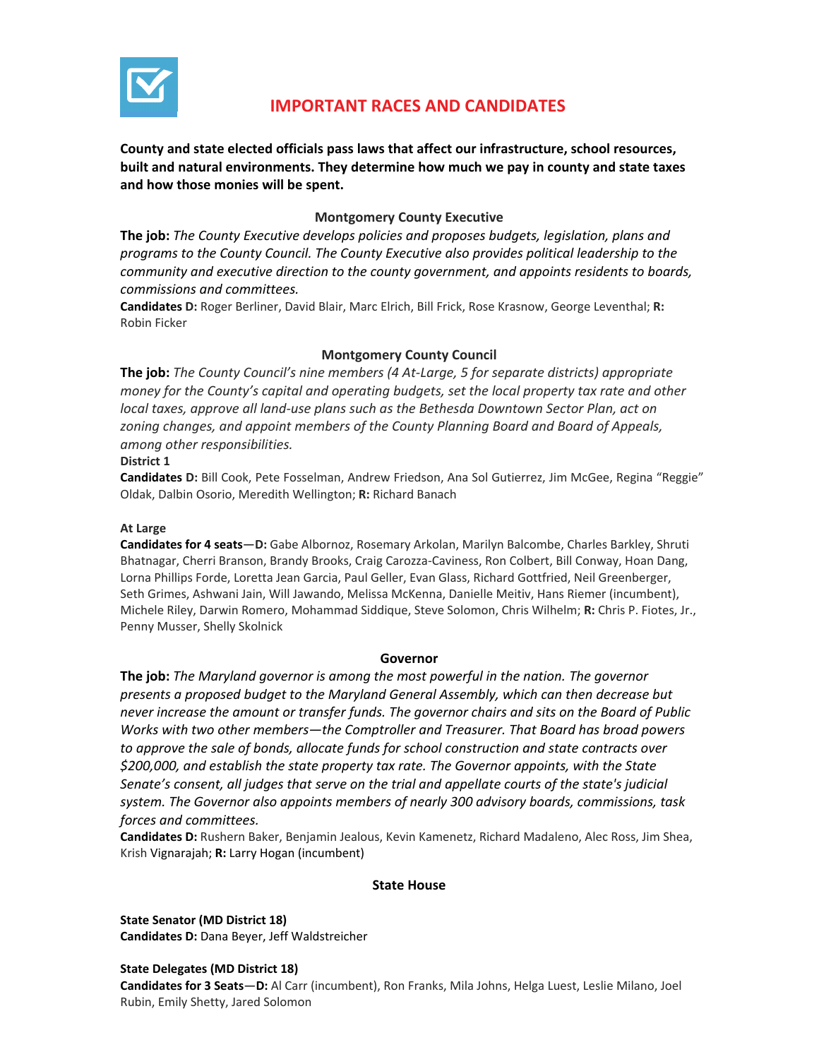# IMPORTANT RACES AND CANDIDATES

**County and state elected officials pass laws that affect our infrastructure, school resources, built and natural environments. They determine how much we pay in county and state taxes and how those monies will be spent.**

## Montgomery County Executive

**The job:** *The County Executive develops policies and proposes budgets, legislation, plans and programs to the County Council. The County Executive also provides political leadership to the community and executive direction to the county government, and appoints residents to boards, commissions and committees.*

**Candidates D:** Roger Berliner, David Blair, Marc Elrich, Bill Frick, Rose Krasnow, George Leventhal; **R:** Robin Ficker

## Montgomery County Council

**The job:** *The County Council's nine members (4 At-Large, 5 for separate districts) appropriate money for the County's capital and operating budgets, set the local property tax rate and other local taxes, approve all land-use plans such as the Bethesda Downtown Sector Plan, act on zoning changes, and appoint members of the County Planning Board and Board of Appeals, among other responsibilities.*

**District 1**

**Candidates D:** Bill Cook, Pete Fosselman, Andrew Friedson, Ana Sol Gutierrez, Jim McGee, Regina "Reggie" Oldak, Dalbin Osorio, Meredith Wellington; **R:** Richard Banach

**At Large**

**Candidates for 4 seats—D:** Gabe Albornoz, Rosemary Arkolan, Marilyn Balcombe, Charles Barkley, Shruti Bhatnagar, Cherri Branson, Brandy Brooks, Craig Carozza-Caviness, Ron Colbert, Bill Conway, Hoan Dang, Lorna Phillips Forde, Loretta Jean Garcia, Paul Geller, Evan Glass, Richard Gottfried, Neil Greenberger, Seth Grimes, Ashwani Jain, Will Jawando, Melissa McKenna, Danielle Meitiv, Hans Riemer (incumbent), Michele Riley, Darwin Romero, Mohammad Siddique, Steve Solomon, Chris Wilhelm; **R:** Chris P. Fiotes, Jr., Penny Musser, Shelly Skolnick

## Governor

**The job:** *The Maryland governor is among the most powerful in the nation. The governor presents a proposed budget to the Maryland General Assembly, which can then decrease but never increase the amount or transfer funds. The governor chairs and sits on the Board of Public Works with two other members—the Comptroller and Treasurer. That Board has broad powers to approve the sale of bonds, allocate funds for school construction and state contracts over $200,000, and establish the state property tax rate. The Governor appoints, with the State Senate's consent, all judges that serve on the trial and appellate courts of the state's judicial system. The Governor also appoints members of nearly 300 advisory boards, commissions, task forces and committees.*

**Candidates D:** Rushern Baker, Benjamin Jealous, Kevin Kamenetz, Richard Madaleno, Alec Ross, Jim Shea, Krish Vignarajah; **R:** Larry Hogan (incumbent)

## State House

**State Senator (MD District 18)**

**Candidates D:** Dana Beyer, Jeff Waldstreicher

**State Delegates (MD District 18)**

**Candidates for 3 Seats—D:** Al Carr (incumbent), Ron Franks, Mila Johns, Helga Luest, Leslie Milano, Joel Rubin, Emily Shetty, Jared Solomon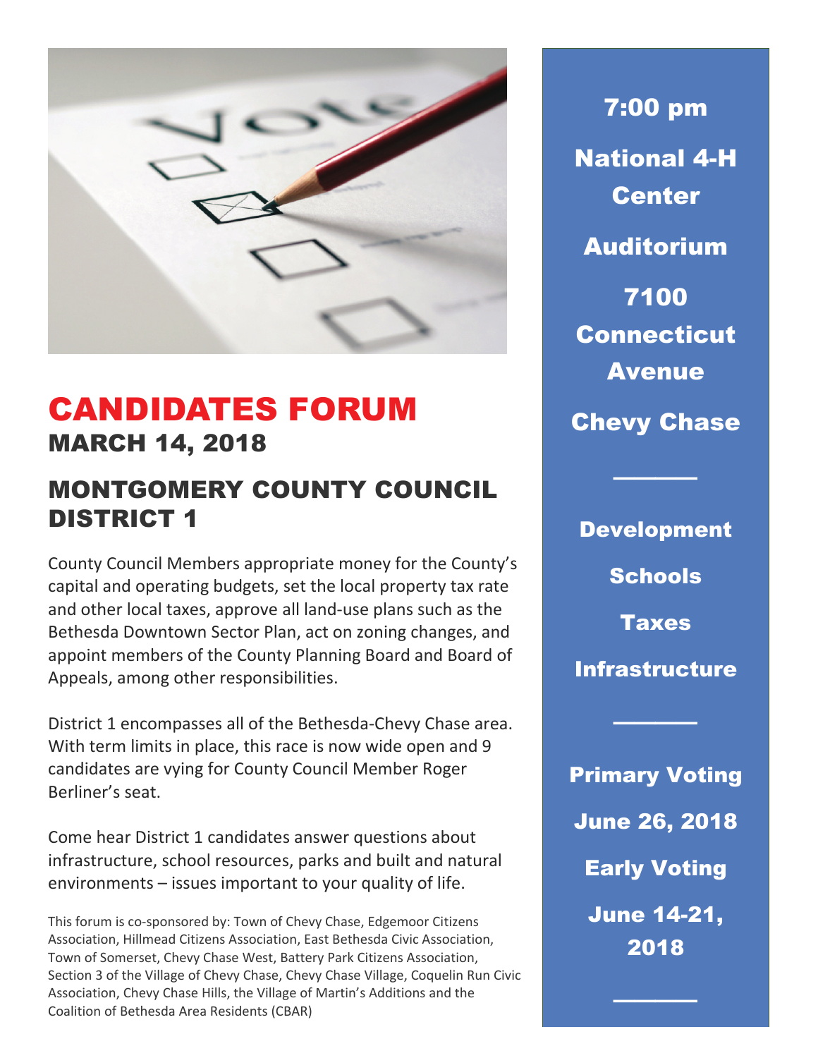# CANDIDATES FORUM

## MARCH 14, 2018

## MONTGOMERY COUNTY COUNCIL DISTRICT 1

County Council Members appropriate money for the County's capital and operating budgets, set the local property tax rate and other local taxes, approve all land-use plans such as the Bethesda Downtown Sector Plan, act on zoning changes, and appoint members of the County Planning Board and Board of Appeals, among other responsibilities.

District 1 encompasses all of the Bethesda-Chevy Chase area. With term limits in place, this race is now wide open and 9 candidates are vying for County Council Member Roger Berliner's seat.

Come hear District 1 candidates answer questions about infrastructure, school resources, parks and built and natural environments – issues important to your quality of life.

This forum is co-sponsored by: Town of Chevy Chase, Edgemoor Citizens Association, Hillmead Citizens Association, East Bethesda Civic Association, Town of Somerset, Chevy Chase West, Battery Park Citizens Association, Section 3 of the Village of Chevy Chase, Chevy Chase Village, Coquelin Run Civic Association, Chevy Chase Hills, the Village of Martin's Additions and the Coalition of Bethesda Area Residents (CBAR)

**7:00 pm**

**National 4-H Center**

**Auditorium**

**7100 Connecticut Avenue**

**Chevy Chase**

---

**Development**

**Schools**

**Taxes**

**Infrastructure**

---

**Primary Voting**

**June 26, 2018**

**Early Voting**

**June 14-21, 2018**

---